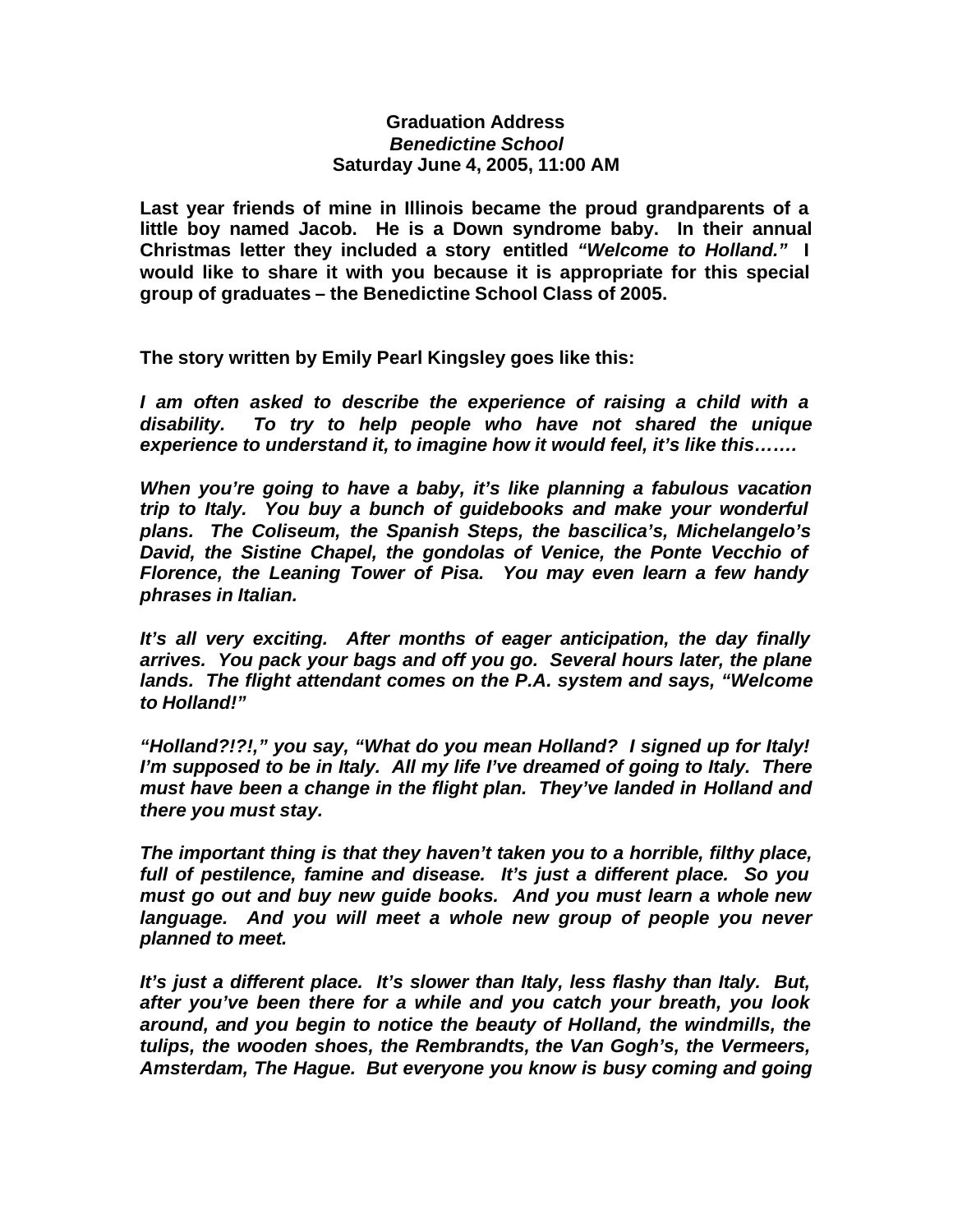**Graduation Address**
***Benedictine School***
**Saturday June 4, 2005, 11:00 AM**

**Last year friends of mine in Illinois became the proud grandparents of a little boy named Jacob. He is a Down syndrome baby. In their annual Christmas letter they included a story entitled *"Welcome to Holland."* I would like to share it with you because it is appropriate for this special group of graduates – the Benedictine School Class of 2005.**

**The story written by Emily Pearl Kingsley goes like this:**

***I am often asked to describe the experience of raising a child with a disability. To try to help people who have not shared the unique experience to understand it, to imagine how it would feel, it's like this…….***

***When you're going to have a baby, it's like planning a fabulous vacation trip to Italy. You buy a bunch of guidebooks and make your wonderful plans. The Coliseum, the Spanish Steps, the bascilica's, Michelangelo's David, the Sistine Chapel, the gondolas of Venice, the Ponte Vecchio of Florence, the Leaning Tower of Pisa. You may even learn a few handy phrases in Italian.***

***It's all very exciting. After months of eager anticipation, the day finally arrives. You pack your bags and off you go. Several hours later, the plane lands. The flight attendant comes on the P.A. system and says, "Welcome to Holland!"***

***"Holland?!?!," you say, "What do you mean Holland? I signed up for Italy! I'm supposed to be in Italy. All my life I've dreamed of going to Italy. There must have been a change in the flight plan. They've landed in Holland and there you must stay.***

***The important thing is that they haven't taken you to a horrible, filthy place, full of pestilence, famine and disease. It's just a different place. So you must go out and buy new guide books. And you must learn a whole new language. And you will meet a whole new group of people you never planned to meet.***

***It's just a different place. It's slower than Italy, less flashy than Italy. But, after you've been there for a while and you catch your breath, you look around, and you begin to notice the beauty of Holland, the windmills, the tulips, the wooden shoes, the Rembrandts, the Van Gogh's, the Vermeers, Amsterdam, The Hague. But everyone you know is busy coming and going***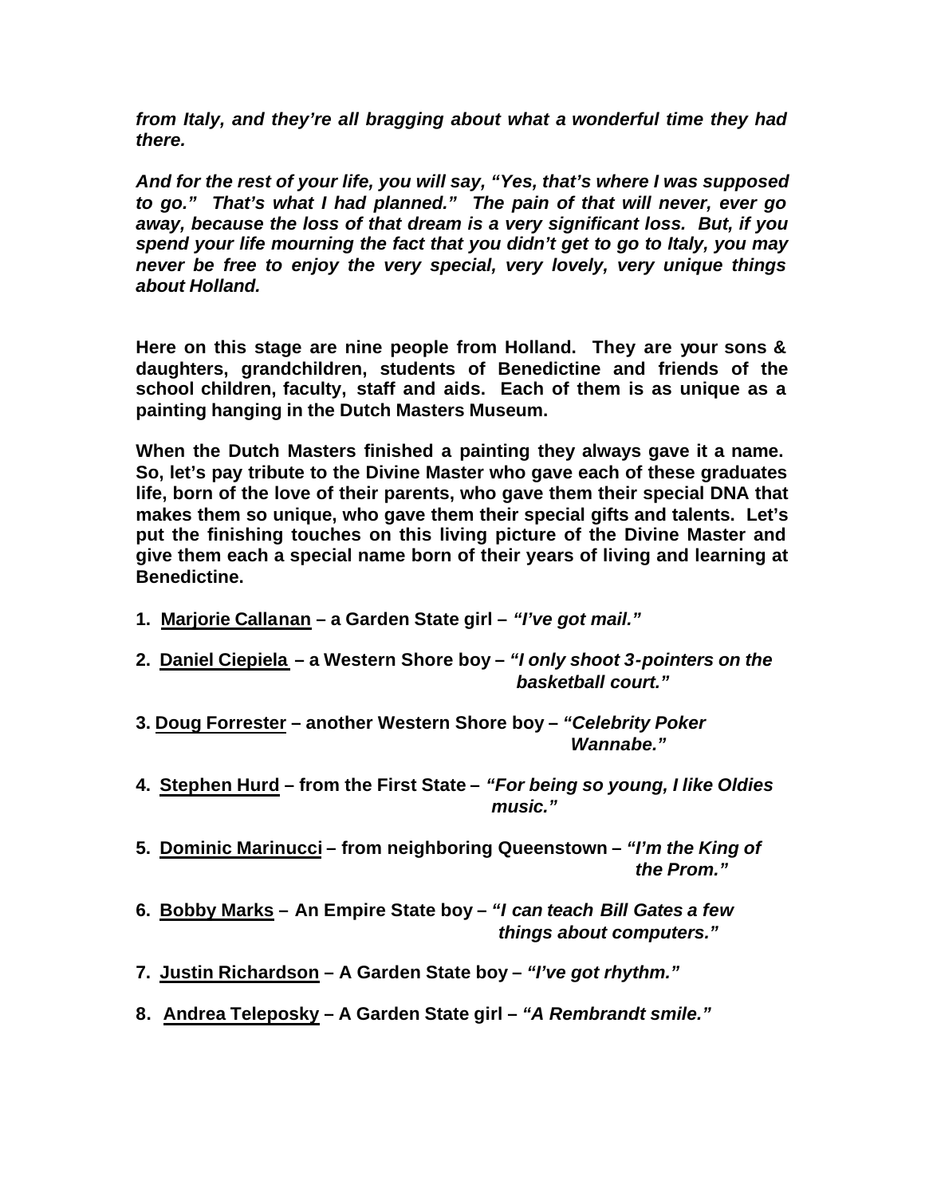***from Italy, and they're all bragging about what a wonderful time they had there.***

***And for the rest of your life, you will say, "Yes, that's where I was supposed to go." That's what I had planned." The pain of that will never, ever go away, because the loss of that dream is a very significant loss. But, if you spend your life mourning the fact that you didn't get to go to Italy, you may never be free to enjoy the very special, very lovely, very unique things about Holland.***

**Here on this stage are nine people from Holland. They are your sons & daughters, grandchildren, students of Benedictine and friends of the school children, faculty, staff and aids. Each of them is as unique as a painting hanging in the Dutch Masters Museum.**

**When the Dutch Masters finished a painting they always gave it a name. So, let's pay tribute to the Divine Master who gave each of these graduates life, born of the love of their parents, who gave them their special DNA that makes them so unique, who gave them their special gifts and talents. Let's put the finishing touches on this living picture of the Divine Master and give them each a special name born of their years of living and learning at Benedictine.**

1. **Marjorie Callanan – a Garden State girl – *"I've got mail."***
2. **Daniel Ciepiela – a Western Shore boy – *"I only shoot 3-pointers on the basketball court."***
3. **Doug Forrester – another Western Shore boy – *"Celebrity Poker Wannabe."***
4. **Stephen Hurd – from the First State – *"For being so young, I like Oldies music."***
5. **Dominic Marinucci – from neighboring Queenstown – *"I'm the King of the Prom."***
6. **Bobby Marks – An Empire State boy – *"I can teach Bill Gates a few things about computers."***
7. **Justin Richardson – A Garden State boy – *"I've got rhythm."***
8. **Andrea Teleposky – A Garden State girl – *"A Rembrandt smile."***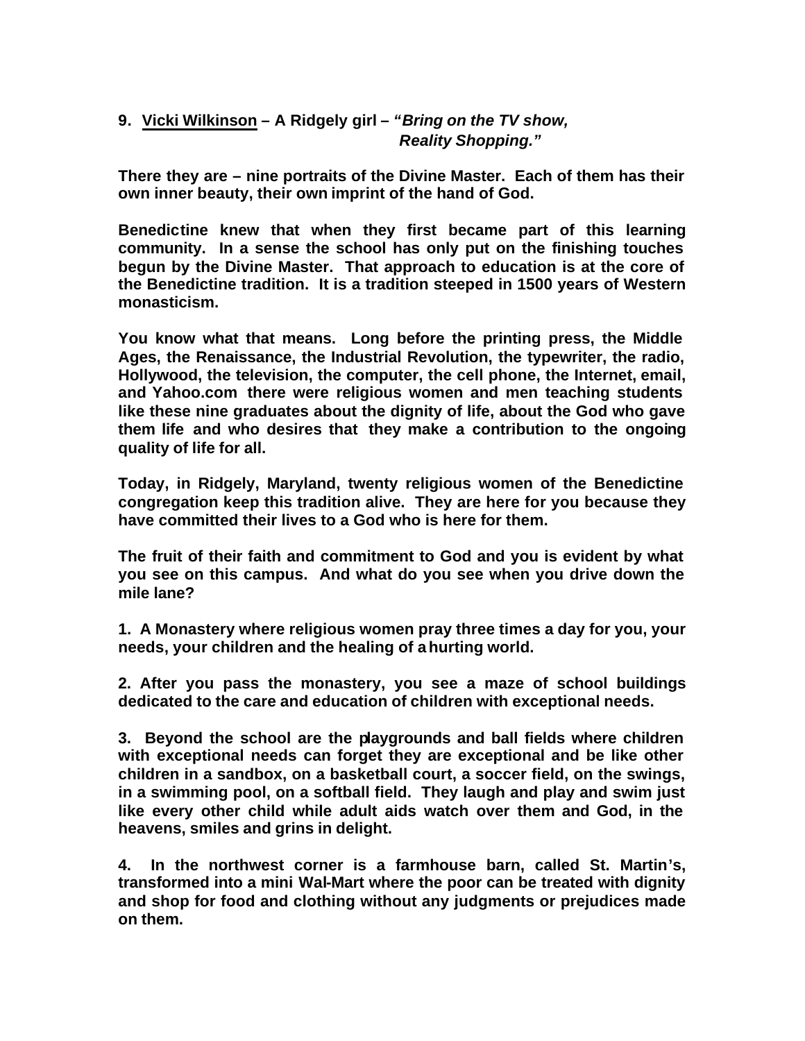**9. <u>Vicki Wilkinson</u> – A Ridgely girl – *"Bring on the TV show, Reality Shopping."***

**There they are – nine portraits of the Divine Master. Each of them has their own inner beauty, their own imprint of the hand of God.**

**Benedictine knew that when they first became part of this learning community. In a sense the school has only put on the finishing touches begun by the Divine Master. That approach to education is at the core of the Benedictine tradition. It is a tradition steeped in 1500 years of Western monasticism.**

**You know what that means. Long before the printing press, the Middle Ages, the Renaissance, the Industrial Revolution, the typewriter, the radio, Hollywood, the television, the computer, the cell phone, the Internet, email, and Yahoo.com there were religious women and men teaching students like these nine graduates about the dignity of life, about the God who gave them life and who desires that they make a contribution to the ongoing quality of life for all.**

**Today, in Ridgely, Maryland, twenty religious women of the Benedictine congregation keep this tradition alive. They are here for you because they have committed their lives to a God who is here for them.**

**The fruit of their faith and commitment to God and you is evident by what you see on this campus. And what do you see when you drive down the mile lane?**

**1. A Monastery where religious women pray three times a day for you, your needs, your children and the healing of a hurting world.**

**2. After you pass the monastery, you see a maze of school buildings dedicated to the care and education of children with exceptional needs.**

**3. Beyond the school are the playgrounds and ball fields where children with exceptional needs can forget they are exceptional and be like other children in a sandbox, on a basketball court, a soccer field, on the swings, in a swimming pool, on a softball field. They laugh and play and swim just like every other child while adult aids watch over them and God, in the heavens, smiles and grins in delight.**

**4. In the northwest corner is a farmhouse barn, called St. Martin's, transformed into a mini Wal-Mart where the poor can be treated with dignity and shop for food and clothing without any judgments or prejudices made on them.**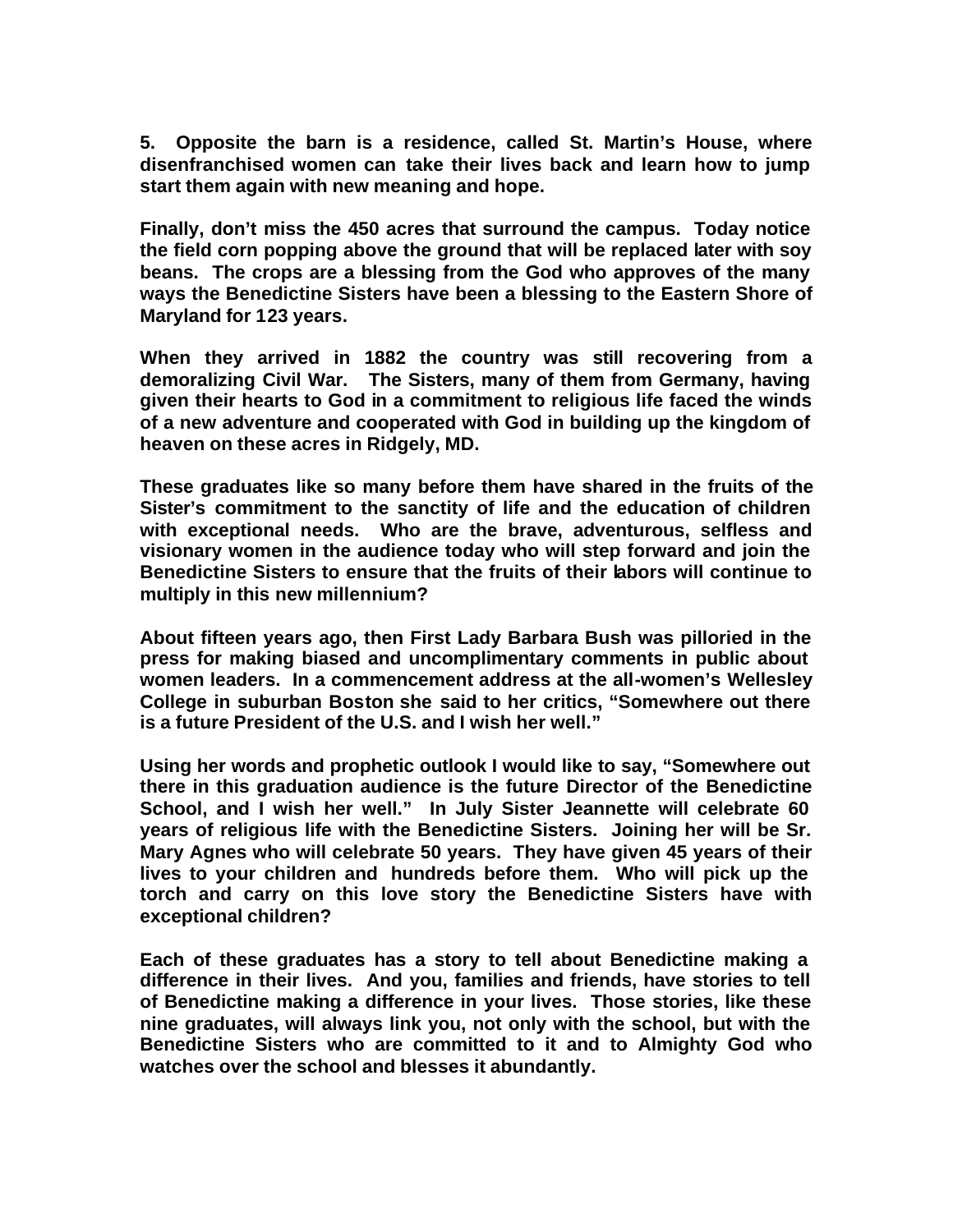**5. Opposite the barn is a residence, called St. Martin's House, where disenfranchised women can take their lives back and learn how to jump start them again with new meaning and hope.**

**Finally, don't miss the 450 acres that surround the campus. Today notice the field corn popping above the ground that will be replaced later with soy beans. The crops are a blessing from the God who approves of the many ways the Benedictine Sisters have been a blessing to the Eastern Shore of Maryland for 123 years.**

**When they arrived in 1882 the country was still recovering from a demoralizing Civil War. The Sisters, many of them from Germany, having given their hearts to God in a commitment to religious life faced the winds of a new adventure and cooperated with God in building up the kingdom of heaven on these acres in Ridgely, MD.**

**These graduates like so many before them have shared in the fruits of the Sister's commitment to the sanctity of life and the education of children with exceptional needs. Who are the brave, adventurous, selfless and visionary women in the audience today who will step forward and join the Benedictine Sisters to ensure that the fruits of their labors will continue to multiply in this new millennium?**

**About fifteen years ago, then First Lady Barbara Bush was pilloried in the press for making biased and uncomplimentary comments in public about women leaders. In a commencement address at the all-women's Wellesley College in suburban Boston she said to her critics, "Somewhere out there is a future President of the U.S. and I wish her well."**

**Using her words and prophetic outlook I would like to say, "Somewhere out there in this graduation audience is the future Director of the Benedictine School, and I wish her well." In July Sister Jeannette will celebrate 60 years of religious life with the Benedictine Sisters. Joining her will be Sr. Mary Agnes who will celebrate 50 years. They have given 45 years of their lives to your children and hundreds before them. Who will pick up the torch and carry on this love story the Benedictine Sisters have with exceptional children?**

**Each of these graduates has a story to tell about Benedictine making a difference in their lives. And you, families and friends, have stories to tell of Benedictine making a difference in your lives. Those stories, like these nine graduates, will always link you, not only with the school, but with the Benedictine Sisters who are committed to it and to Almighty God who watches over the school and blesses it abundantly.**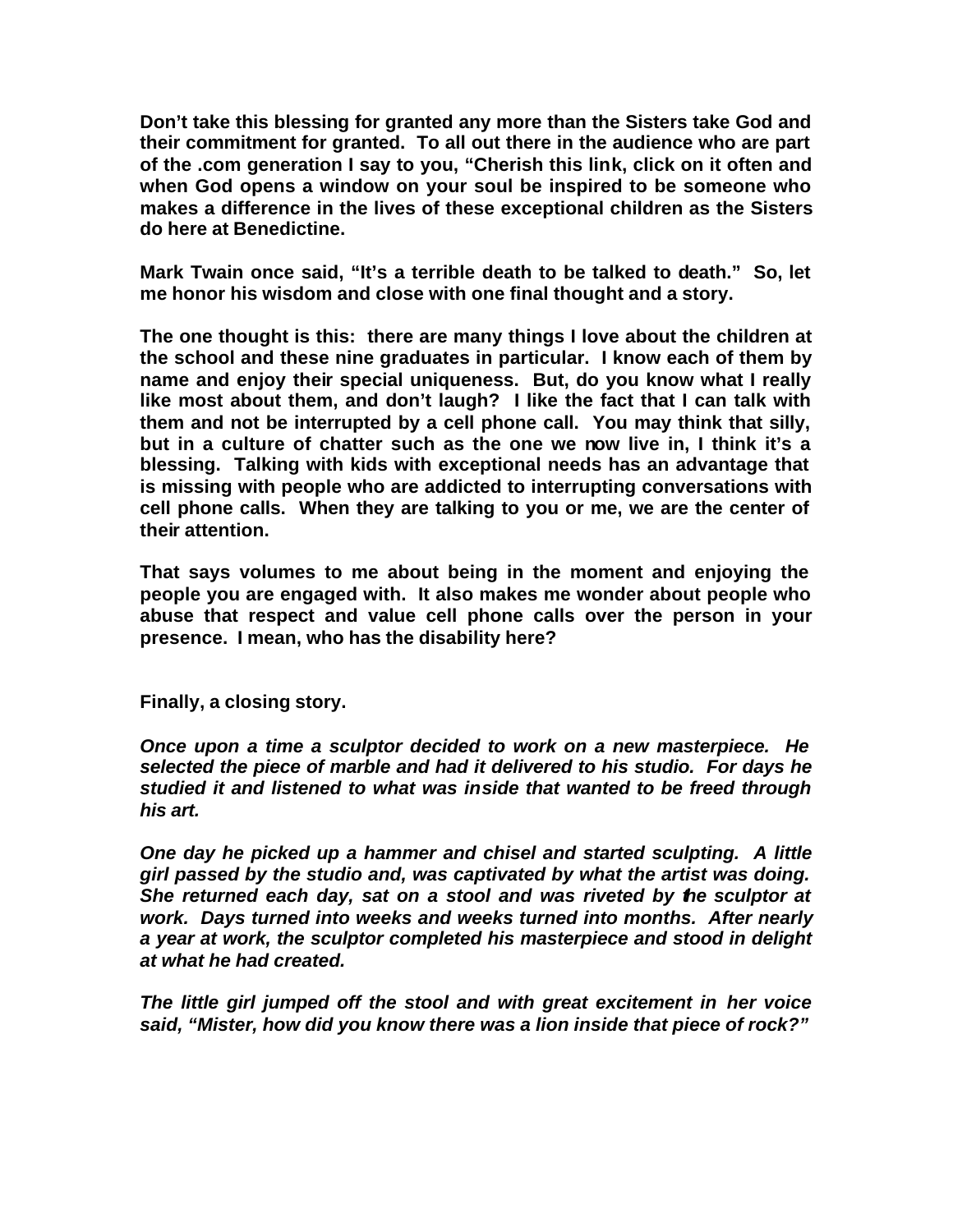**Don't take this blessing for granted any more than the Sisters take God and their commitment for granted. To all out there in the audience who are part of the .com generation I say to you, "Cherish this link, click on it often and when God opens a window on your soul be inspired to be someone who makes a difference in the lives of these exceptional children as the Sisters do here at Benedictine.**

**Mark Twain once said, "It's a terrible death to be talked to death." So, let me honor his wisdom and close with one final thought and a story.**

**The one thought is this: there are many things I love about the children at the school and these nine graduates in particular. I know each of them by name and enjoy their special uniqueness. But, do you know what I really like most about them, and don't laugh? I like the fact that I can talk with them and not be interrupted by a cell phone call. You may think that silly, but in a culture of chatter such as the one we now live in, I think it's a blessing. Talking with kids with exceptional needs has an advantage that is missing with people who are addicted to interrupting conversations with cell phone calls. When they are talking to you or me, we are the center of their attention.**

**That says volumes to me about being in the moment and enjoying the people you are engaged with. It also makes me wonder about people who abuse that respect and value cell phone calls over the person in your presence. I mean, who has the disability here?**

**Finally, a closing story.**

***Once upon a time a sculptor decided to work on a new masterpiece. He selected the piece of marble and had it delivered to his studio. For days he studied it and listened to what was inside that wanted to be freed through his art.***

***One day he picked up a hammer and chisel and started sculpting. A little girl passed by the studio and, was captivated by what the artist was doing. She returned each day, sat on a stool and was riveted by the sculptor at work. Days turned into weeks and weeks turned into months. After nearly a year at work, the sculptor completed his masterpiece and stood in delight at what he had created.***

***The little girl jumped off the stool and with great excitement in her voice said, "Mister, how did you know there was a lion inside that piece of rock?"***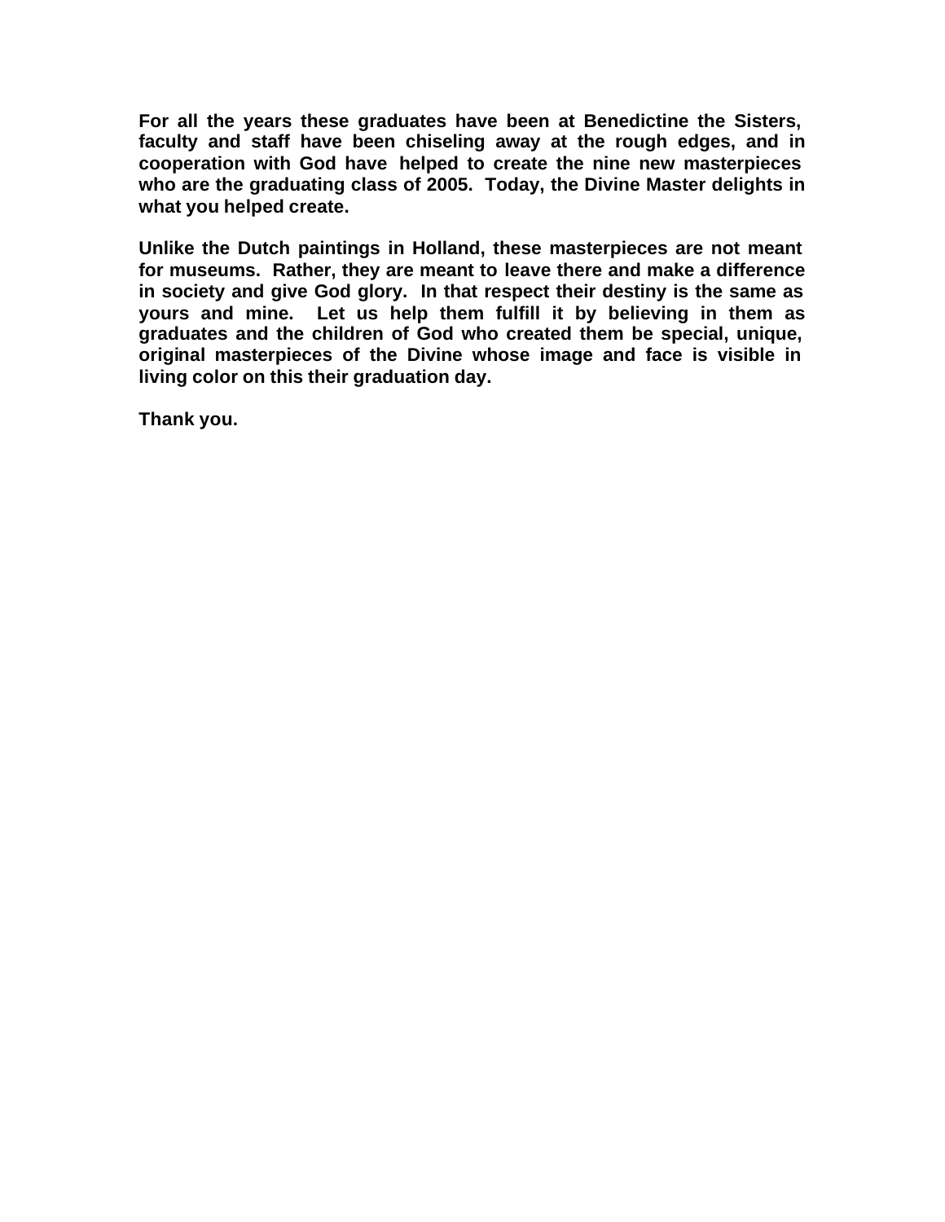**For all the years these graduates have been at Benedictine the Sisters, faculty and staff have been chiseling away at the rough edges, and in cooperation with God have helped to create the nine new masterpieces who are the graduating class of 2005. Today, the Divine Master delights in what you helped create.**

**Unlike the Dutch paintings in Holland, these masterpieces are not meant for museums. Rather, they are meant to leave there and make a difference in society and give God glory. In that respect their destiny is the same as yours and mine. Let us help them fulfill it by believing in them as graduates and the children of God who created them be special, unique, original masterpieces of the Divine whose image and face is visible in living color on this their graduation day.**

**Thank you.**